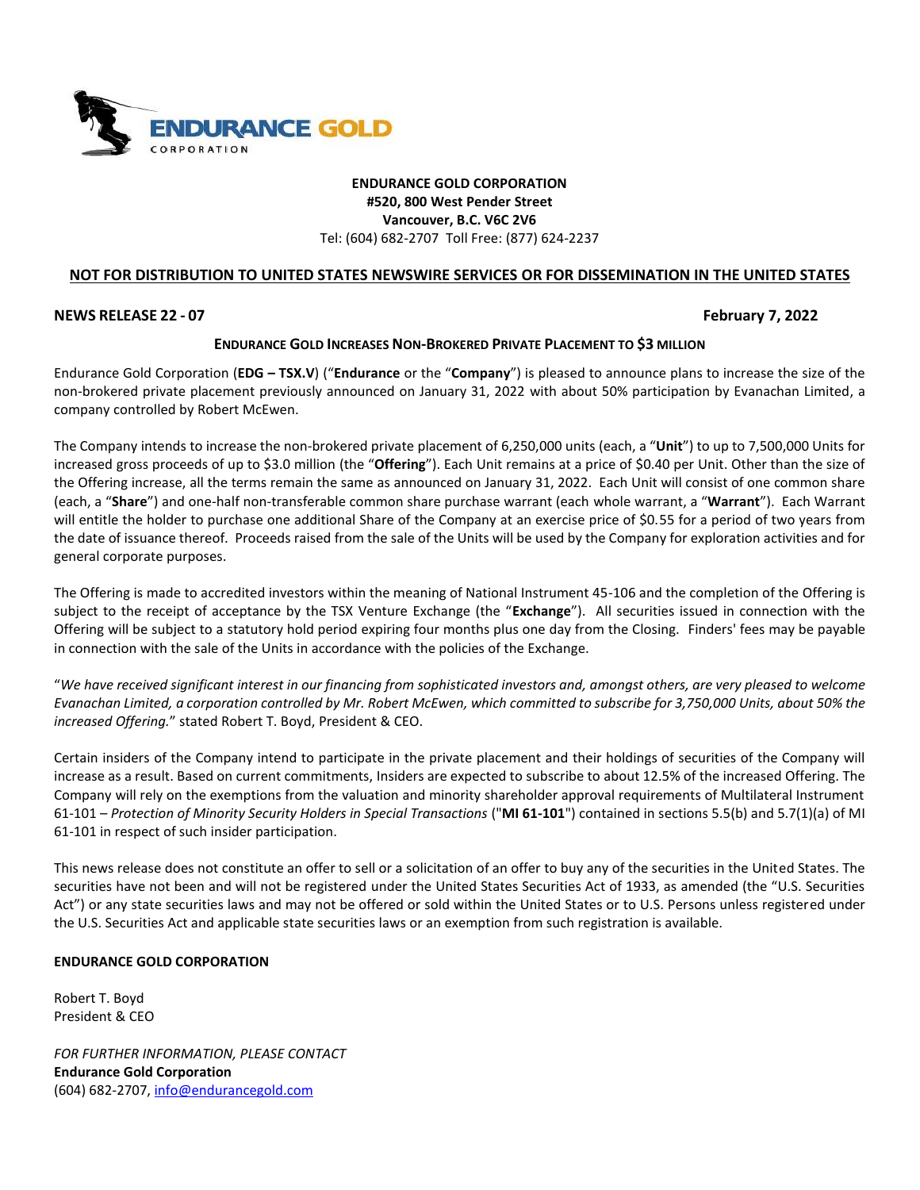**ENDURANCE GOLD CORPORATION**
**#520, 800 West Pender Street**
**Vancouver, B.C. V6C 2V6**
Tel: (604) 682-2707 Toll Free: (877) 624-2237

**NOT FOR DISTRIBUTION TO UNITED STATES NEWSWIRE SERVICES OR FOR DISSEMINATION IN THE UNITED STATES**

**NEWS RELEASE 22 - 07** **February 7, 2022**

## ENDURANCE GOLD INCREASES NON-BROKERED PRIVATE PLACEMENT TO $3 MILLION

Endurance Gold Corporation (**EDG – TSX.V**) ("**Endurance** or the "**Company**") is pleased to announce plans to increase the size of the non-brokered private placement previously announced on January 31, 2022 with about 50% participation by Evanachan Limited, a company controlled by Robert McEwen.

The Company intends to increase the non-brokered private placement of 6,250,000 units (each, a "**Unit**") to up to 7,500,000 Units for increased gross proceeds of up to $3.0 million (the "**Offering**"). Each Unit remains at a price of $0.40 per Unit. Other than the size of the Offering increase, all the terms remain the same as announced on January 31, 2022. Each Unit will consist of one common share (each, a "**Share**") and one-half non-transferable common share purchase warrant (each whole warrant, a "**Warrant**"). Each Warrant will entitle the holder to purchase one additional Share of the Company at an exercise price of $0.55 for a period of two years from the date of issuance thereof. Proceeds raised from the sale of the Units will be used by the Company for exploration activities and for general corporate purposes.

The Offering is made to accredited investors within the meaning of National Instrument 45-106 and the completion of the Offering is subject to the receipt of acceptance by the TSX Venture Exchange (the "**Exchange**"). All securities issued in connection with the Offering will be subject to a statutory hold period expiring four months plus one day from the Closing. Finders' fees may be payable in connection with the sale of the Units in accordance with the policies of the Exchange.

"*We have received significant interest in our financing from sophisticated investors and, amongst others, are very pleased to welcome Evanachan Limited, a corporation controlled by Mr. Robert McEwen, which committed to subscribe for 3,750,000 Units, about 50% the increased Offering.*" stated Robert T. Boyd, President & CEO.

Certain insiders of the Company intend to participate in the private placement and their holdings of securities of the Company will increase as a result. Based on current commitments, Insiders are expected to subscribe to about 12.5% of the increased Offering. The Company will rely on the exemptions from the valuation and minority shareholder approval requirements of Multilateral Instrument 61-101 – *Protection of Minority Security Holders in Special Transactions* ("**MI 61-101**") contained in sections 5.5(b) and 5.7(1)(a) of MI 61-101 in respect of such insider participation.

This news release does not constitute an offer to sell or a solicitation of an offer to buy any of the securities in the United States. The securities have not been and will not be registered under the United States Securities Act of 1933, as amended (the "U.S. Securities Act") or any state securities laws and may not be offered or sold within the United States or to U.S. Persons unless registered under the U.S. Securities Act and applicable state securities laws or an exemption from such registration is available.

**ENDURANCE GOLD CORPORATION**

Robert T. Boyd
President & CEO

*FOR FURTHER INFORMATION, PLEASE CONTACT*
**Endurance Gold Corporation**
(604) 682-2707, info@endurancegold.com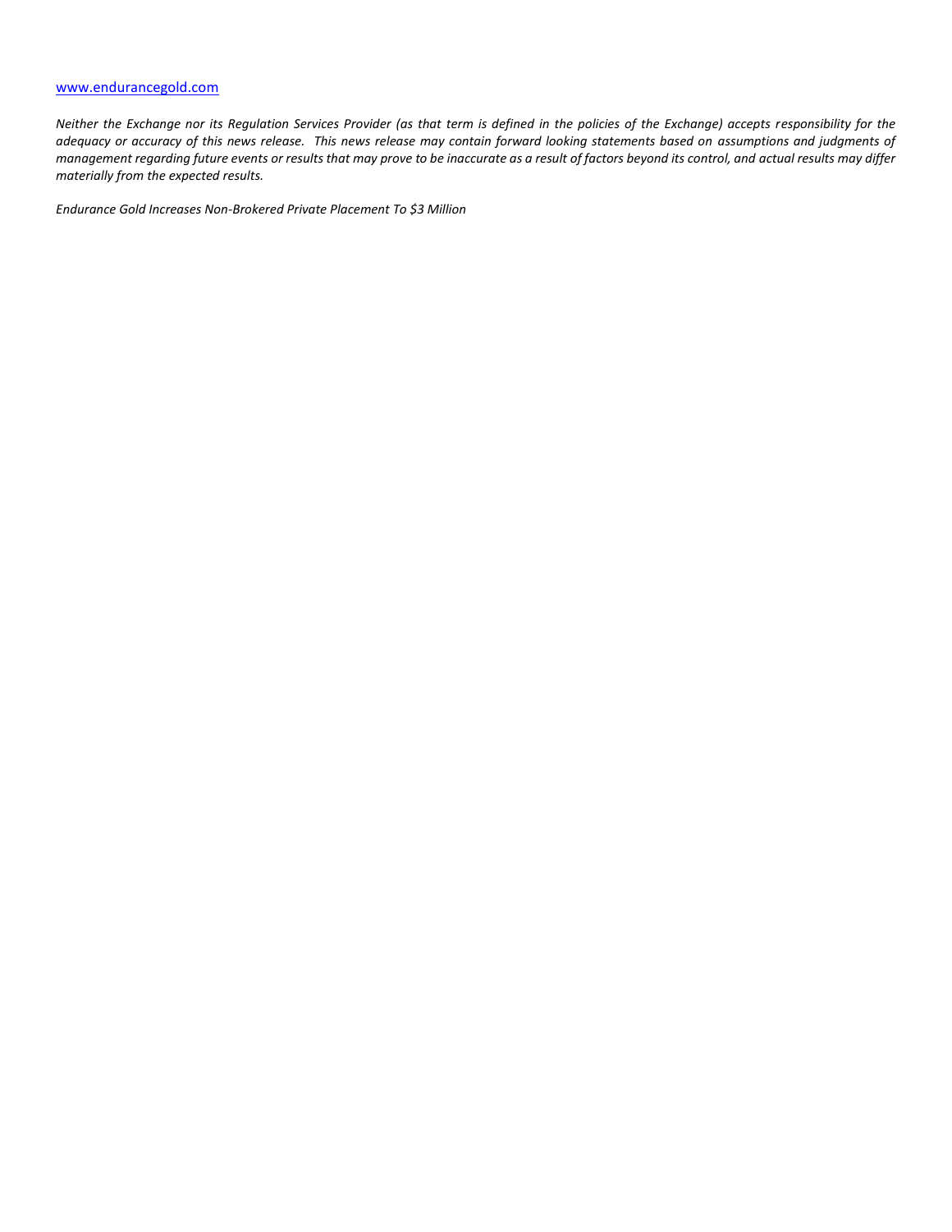[www.endurancegold.com](http://www.endurancegold.com)

*Neither the Exchange nor its Regulation Services Provider (as that term is defined in the policies of the Exchange) accepts responsibility for the adequacy or accuracy of this news release. This news release may contain forward looking statements based on assumptions and judgments of management regarding future events or results that may prove to be inaccurate as a result of factors beyond its control, and actual results may differ materially from the expected results.*

*Endurance Gold Increases Non-Brokered Private Placement To $3 Million*